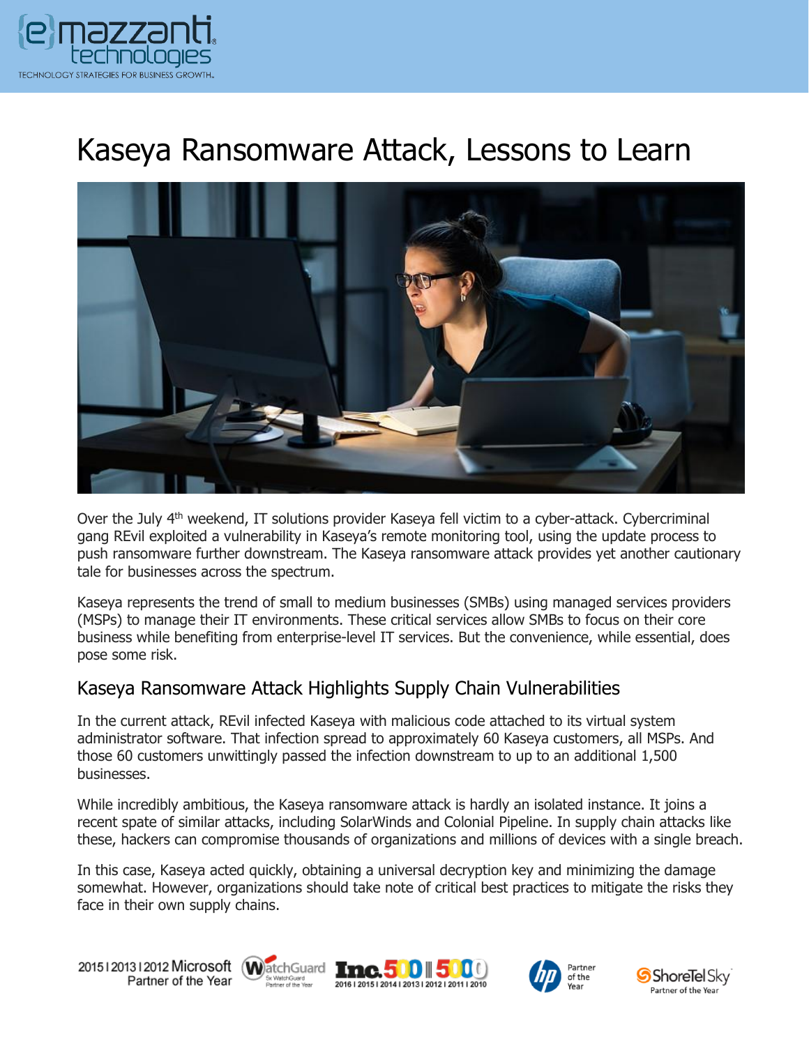# Kaseya Ransomware Attack, Lessons to Learn

Over the July 4th weekend, IT solutions provider Kaseya fell victim to a cyber-attack. Cybercriminal gang REvil exploited a vulnerability in Kaseya's remote monitoring tool, using the update process to push ransomware further downstream. The Kaseya ransomware attack provides yet another cautionary tale for businesses across the spectrum.

Kaseya represents the trend of small to medium businesses (SMBs) using managed services providers (MSPs) to manage their IT environments. These critical services allow SMBs to focus on their core business while benefiting from enterprise-level IT services. But the convenience, while essential, does pose some risk.

## Kaseya Ransomware Attack Highlights Supply Chain Vulnerabilities

In the current attack, REvil infected Kaseya with malicious code attached to its virtual system administrator software. That infection spread to approximately 60 Kaseya customers, all MSPs. And those 60 customers unwittingly passed the infection downstream to up to an additional 1,500 businesses.

While incredibly ambitious, the Kaseya ransomware attack is hardly an isolated instance. It joins a recent spate of similar attacks, including SolarWinds and Colonial Pipeline. In supply chain attacks like these, hackers can compromise thousands of organizations and millions of devices with a single breach.

In this case, Kaseya acted quickly, obtaining a universal decryption key and minimizing the damage somewhat. However, organizations should take note of critical best practices to mitigate the risks they face in their own supply chains.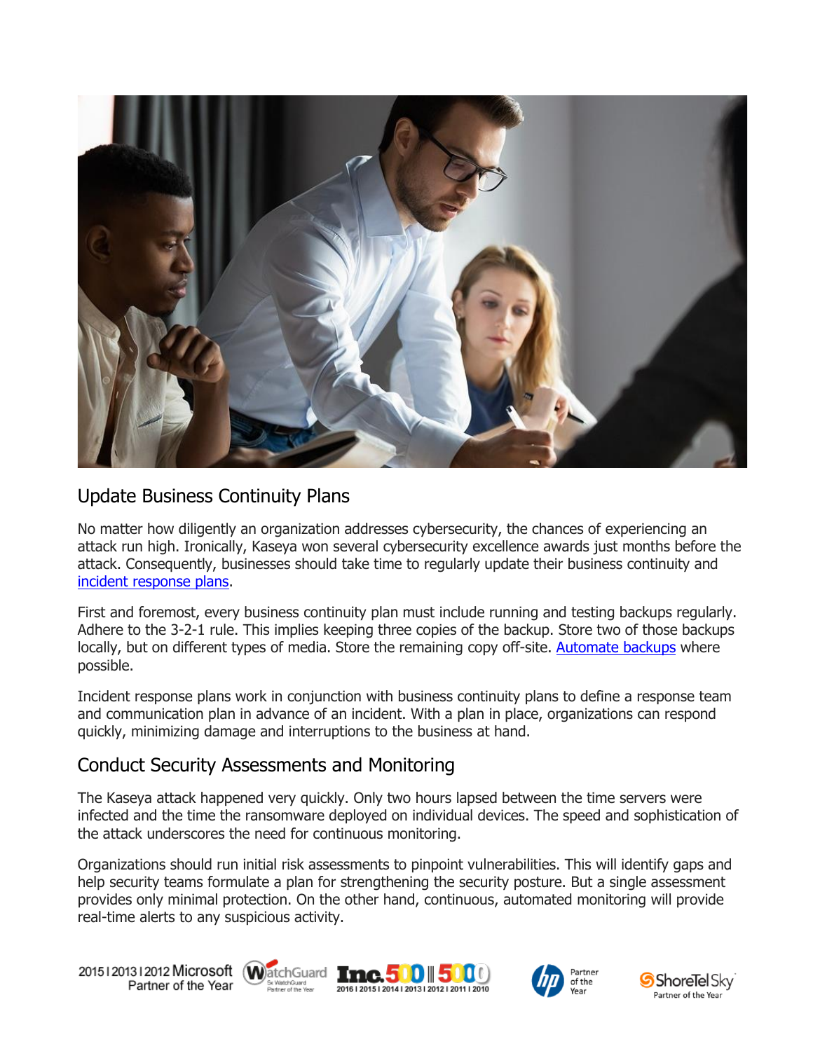## Update Business Continuity Plans

No matter how diligently an organization addresses cybersecurity, the chances of experiencing an attack run high. Ironically, Kaseya won several cybersecurity excellence awards just months before the attack. Consequently, businesses should take time to regularly update their business continuity and incident response plans.

First and foremost, every business continuity plan must include running and testing backups regularly. Adhere to the 3-2-1 rule. This implies keeping three copies of the backup. Store two of those backups locally, but on different types of media. Store the remaining copy off-site. Automate backups where possible.

Incident response plans work in conjunction with business continuity plans to define a response team and communication plan in advance of an incident. With a plan in place, organizations can respond quickly, minimizing damage and interruptions to the business at hand.

## Conduct Security Assessments and Monitoring

The Kaseya attack happened very quickly. Only two hours lapsed between the time servers were infected and the time the ransomware deployed on individual devices. The speed and sophistication of the attack underscores the need for continuous monitoring.

Organizations should run initial risk assessments to pinpoint vulnerabilities. This will identify gaps and help security teams formulate a plan for strengthening the security posture. But a single assessment provides only minimal protection. On the other hand, continuous, automated monitoring will provide real-time alerts to any suspicious activity.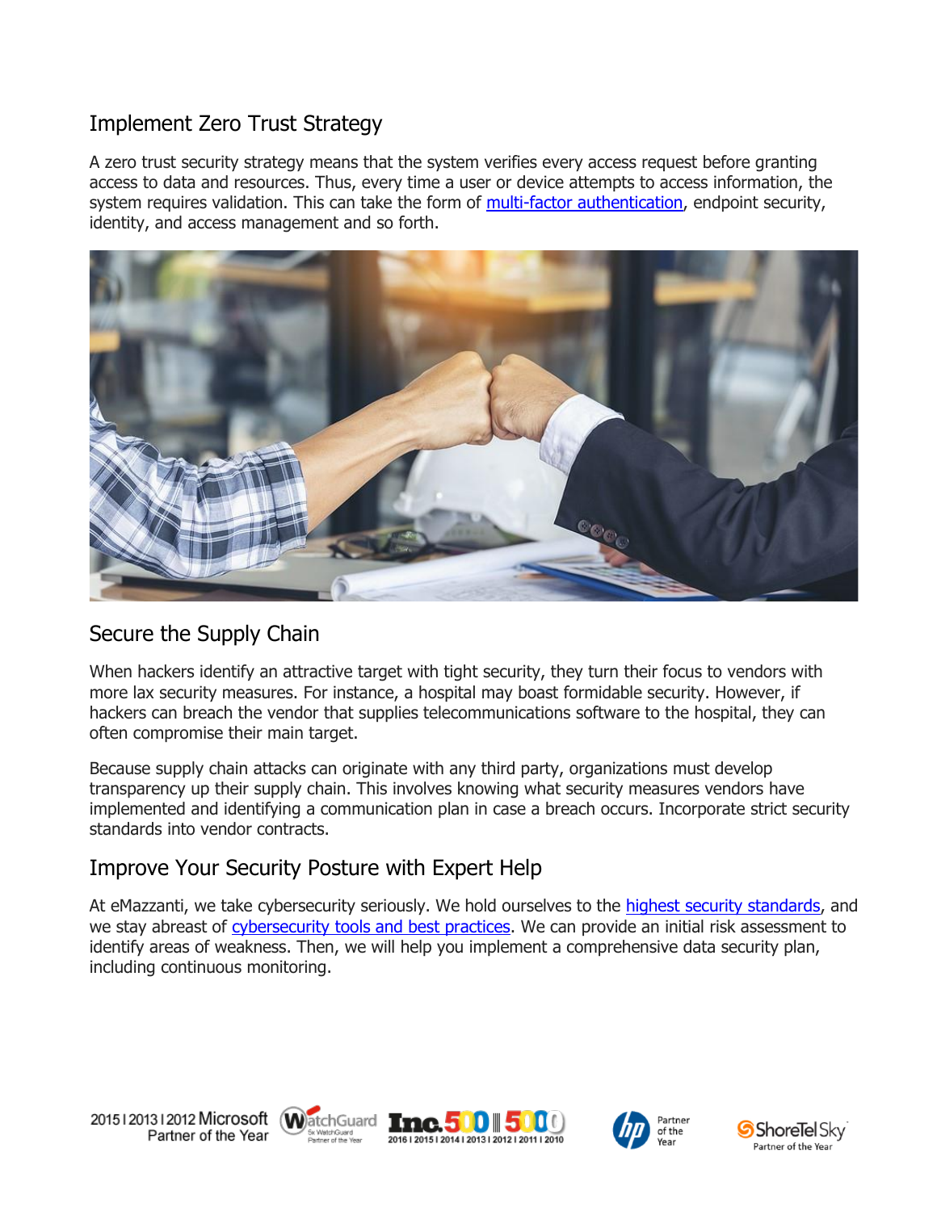## Implement Zero Trust Strategy

A zero trust security strategy means that the system verifies every access request before granting access to data and resources. Thus, every time a user or device attempts to access information, the system requires validation. This can take the form of multi-factor authentication, endpoint security, identity, and access management and so forth.

## Secure the Supply Chain

When hackers identify an attractive target with tight security, they turn their focus to vendors with more lax security measures. For instance, a hospital may boast formidable security. However, if hackers can breach the vendor that supplies telecommunications software to the hospital, they can often compromise their main target.

Because supply chain attacks can originate with any third party, organizations must develop transparency up their supply chain. This involves knowing what security measures vendors have implemented and identifying a communication plan in case a breach occurs. Incorporate strict security standards into vendor contracts.

## Improve Your Security Posture with Expert Help

At eMazzanti, we take cybersecurity seriously. We hold ourselves to the highest security standards, and we stay abreast of cybersecurity tools and best practices. We can provide an initial risk assessment to identify areas of weakness. Then, we will help you implement a comprehensive data security plan, including continuous monitoring.

2015 I 2013 I 2012 Microsoft Partner of the Year

WatchGuard 5x WatchGuard Partner of the Year

Inc.500 ‖ 5000 2016 I 2015 I 2014 I 2013 I 2012 I 2011 I 2010

hp Partner of the Year

ShoreTel Sky Partner of the Year